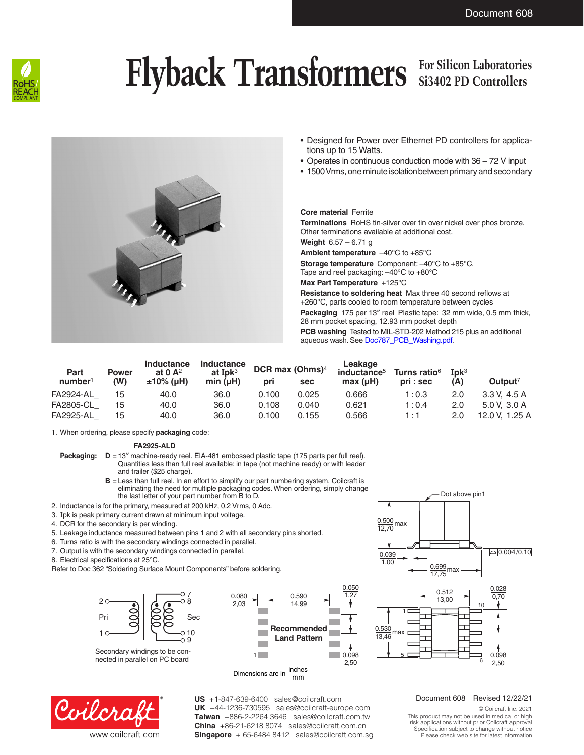Document 608

# Flyback Transformers

## For Silicon Laboratories Si3402 PD Controllers

- Designed for Power over Ethernet PD controllers for applications up to 15 Watts.
- Operates in continuous conduction mode with 36 – 72 V input
- 1500 Vrms, one minute isolation between primary and secondary

**Core material** Ferrite

**Terminations** RoHS tin-silver over tin over nickel over phos bronze. Other terminations available at additional cost.

**Weight** 6.57 – 6.71 g

**Ambient temperature** –40°C to +85°C

**Storage temperature** Component: –40°C to +85°C. Tape and reel packaging: –40°C to +80°C

**Max Part Temperature** +125°C

**Resistance to soldering heat** Max three 40 second reflows at +260°C, parts cooled to room temperature between cycles

**Packaging** 175 per 13″ reel Plastic tape: 32 mm wide, 0.5 mm thick, 28 mm pocket spacing, 12.93 mm pocket depth

**PCB washing** Tested to MIL-STD-202 Method 215 plus an additional aqueous wash. See Doc787_PCB_Washing.pdf.

| Part number[1] | Power (W) | Inductance at 0 A[2] ±10% (µH) | Inductance at Ipk[3] min (µH) | DCR max (Ohms)[4] pri | DCR max (Ohms)[4] sec | Leakage inductance[5] max (µH) | Turns ratio[6] pri : sec | Ipk[3] (A) | Output[7] |
|---|---|---|---|---|---|---|---|---|---|
| FA2924-AL_ | 15 | 40.0 | 36.0 | 0.100 | 0.025 | 0.666 | 1 : 0.3 | 2.0 | 3.3 V, 4.5 A |
| FA2805-CL_ | 15 | 40.0 | 36.0 | 0.108 | 0.040 | 0.621 | 1 : 0.4 | 2.0 | 5.0 V, 3.0 A |
| FA2925-AL_ | 15 | 40.0 | 36.0 | 0.100 | 0.155 | 0.566 | 1 : 1 | 2.0 | 12.0 V, 1.25 A |

1. When ordering, please specify **packaging** code:

   **FA2925-ALD**

   **Packaging:** **D** = 13″ machine-ready reel. EIA-481 embossed plastic tape (175 parts per full reel). Quantities less than full reel available: in tape (not machine ready) or with leader and trailer ($25 charge).

   **B** = Less than full reel. In an effort to simplify our part numbering system, Coilcraft is eliminating the need for multiple packaging codes. When ordering, simply change the last letter of your part number from B to D.
2. Inductance is for the primary, measured at 200 kHz, 0.2 Vrms, 0 Adc.
3. Ipk is peak primary current drawn at minimum input voltage.
4. DCR for the secondary is per winding.
5. Leakage inductance measured between pins 1 and 2 with all secondary pins shorted.
6. Turns ratio is with the secondary windings connected in parallel.
7. Output is with the secondary windings connected in parallel.
8. Electrical specifications at 25°C.

Refer to Doc 362 “Soldering Surface Mount Components” before soldering.

Secondary windings to be connected in parallel on PC board

Recommended Land Pattern

Dimensions are in inches / mm

Dot above pin1

Document 608 Revised 12/22/21

© Coilcraft Inc. 2021

This product may not be used in medical or high risk applications without prior Coilcraft approval. Specification subject to change without notice. Please check web site for latest information.

**US** +1-847-639-6400 sales@coilcraft.com
**UK** +44-1236-730595 sales@coilcraft-europe.com
**Taiwan** +886-2-2264 3646 sales@coilcraft.com.tw
**China** +86-21-6218 8074 sales@coilcraft.com.cn
**Singapore** + 65-6484 8412 sales@coilcraft.com.sg

www.coilcraft.com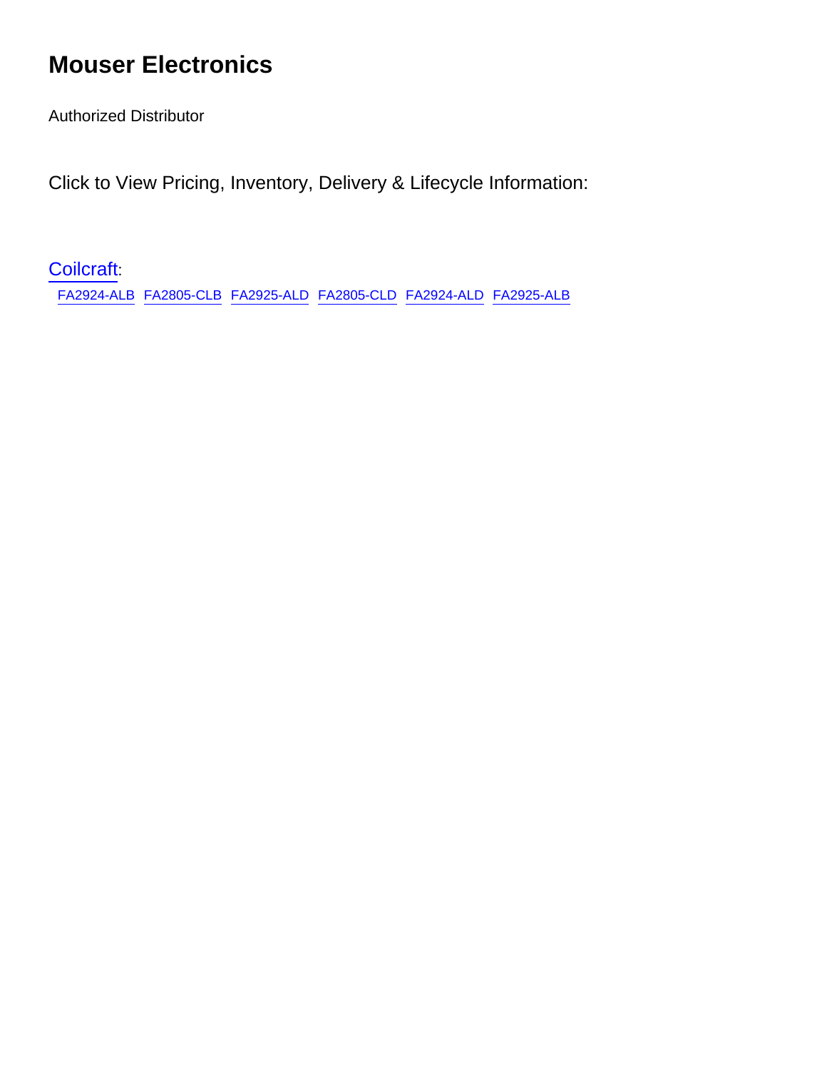# Mouser Electronics

Authorized Distributor

Click to View Pricing, Inventory, Delivery & Lifecycle Information:

Coilcraft:

FA2924-ALB FA2805-CLB FA2925-ALD FA2805-CLD FA2924-ALD FA2925-ALB